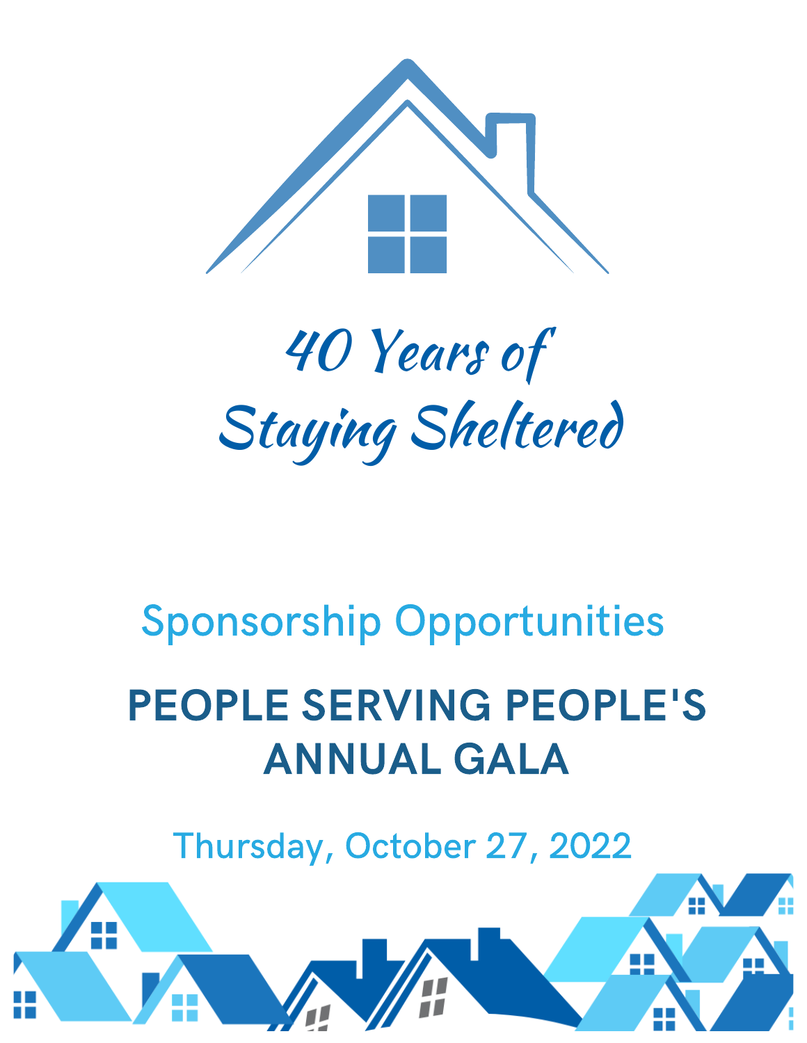# *40 Years of Staying Sheltered*

## Sponsorship Opportunities

## PEOPLE SERVING PEOPLE'S ANNUAL GALA

Thursday, October 27, 2022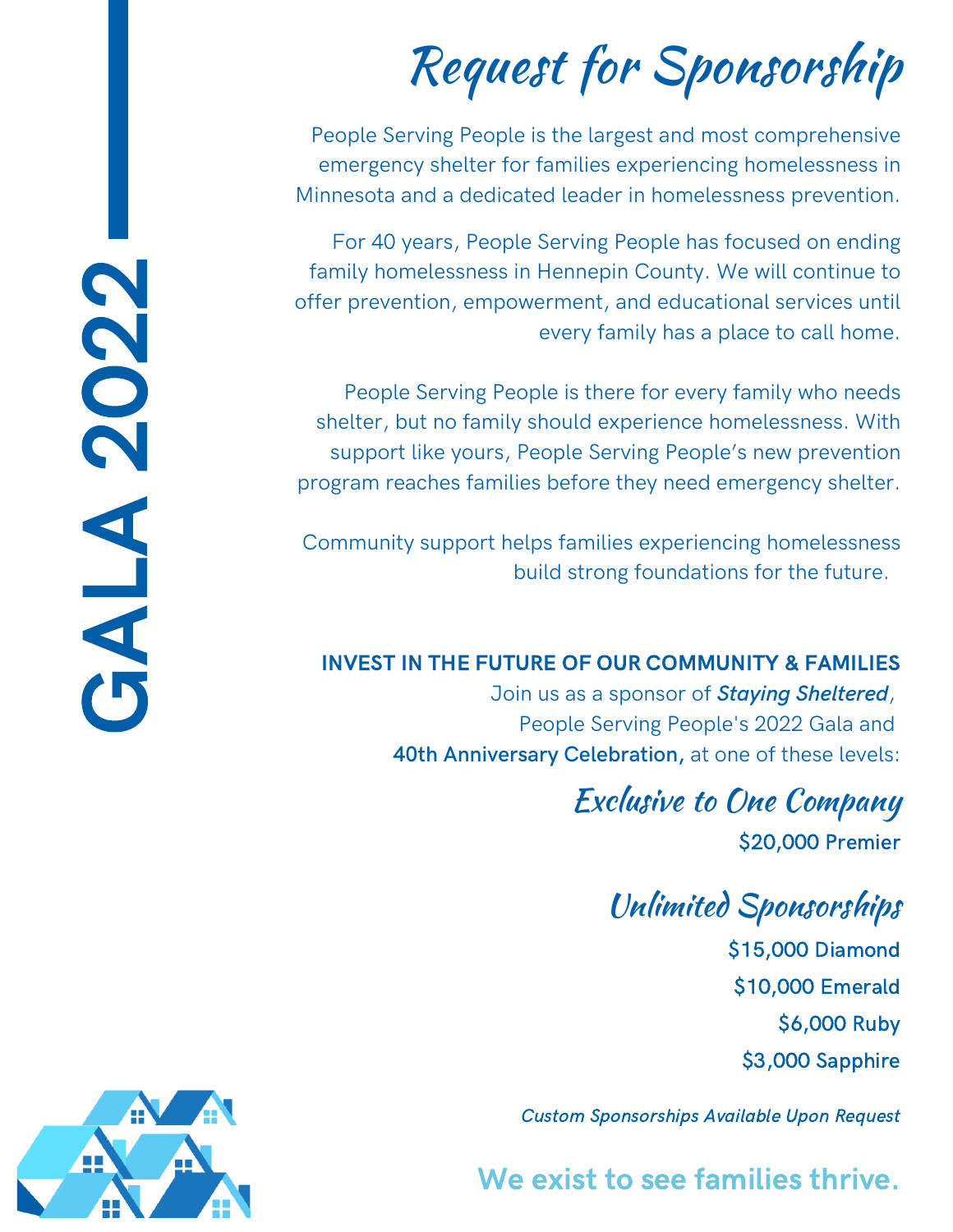# GALA 2022

# Request for Sponsorship

People Serving People is the largest and most comprehensive emergency shelter for families experiencing homelessness in Minnesota and a dedicated leader in homelessness prevention.

For 40 years, People Serving People has focused on ending family homelessness in Hennepin County. We will continue to offer prevention, empowerment, and educational services until every family has a place to call home.

People Serving People is there for every family who needs shelter, but no family should experience homelessness. With support like yours, People Serving People's new prevention program reaches families before they need emergency shelter.

Community support helps families experiencing homelessness build strong foundations for the future.

**INVEST IN THE FUTURE OF OUR COMMUNITY & FAMILIES**

Join us as a sponsor of ***Staying Sheltered***, People Serving People's 2022 Gala and **40th Anniversary Celebration,** at one of these levels:

## Exclusive to One Company

**$20,000 Premier**

## Unlimited Sponsorships

**$15,000 Diamond**

**$10,000 Emerald**

**$6,000 Ruby**

**$3,000 Sapphire**

*Custom Sponsorships Available Upon Request*

**We exist to see families thrive.**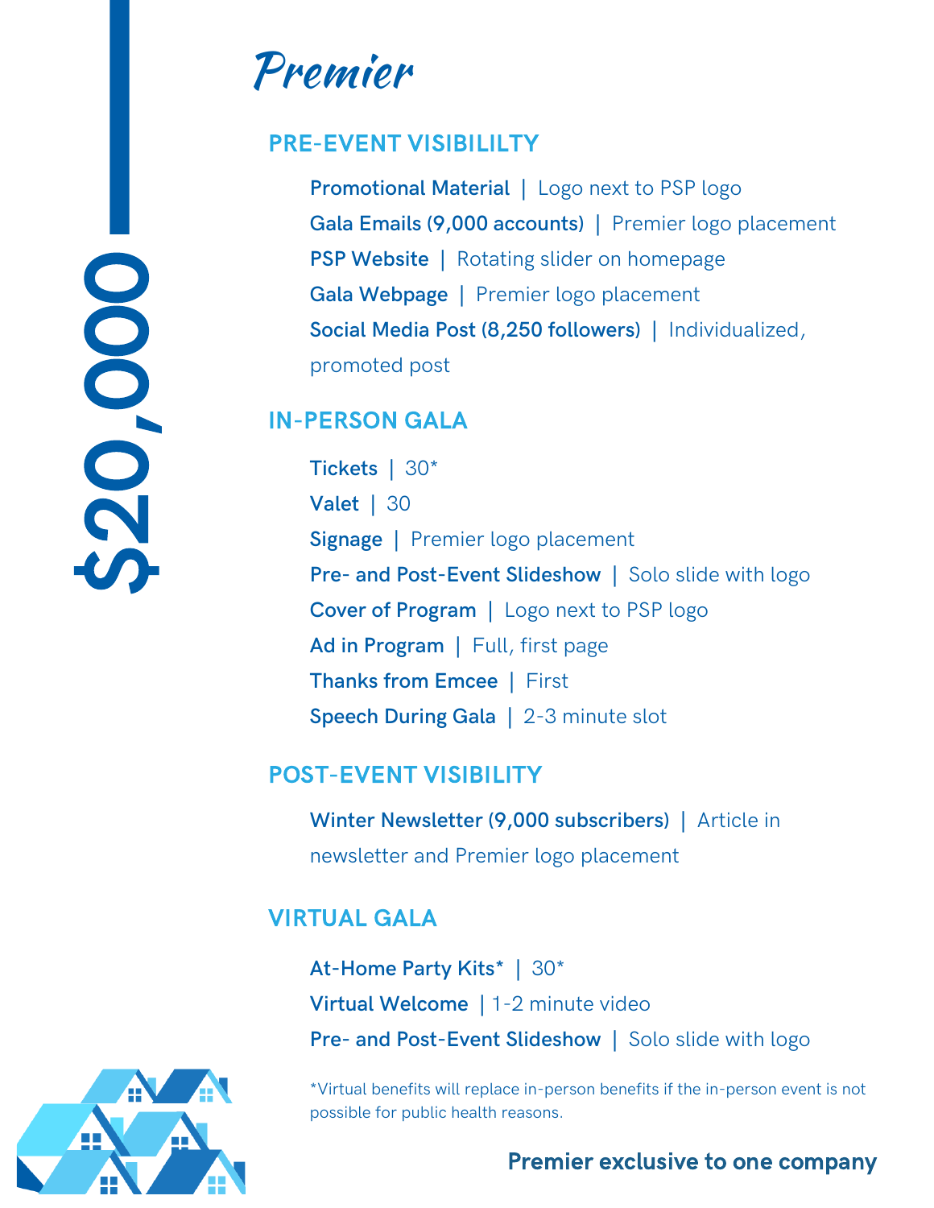# $20,000

## Premier

### PRE-EVENT VISIBILILTY

**Promotional Material** | Logo next to PSP logo

**Gala Emails (9,000 accounts)** | Premier logo placement

**PSP Website** | Rotating slider on homepage

**Gala Webpage** | Premier logo placement

**Social Media Post (8,250 followers)** | Individualized, promoted post

### IN-PERSON GALA

**Tickets** | 30*

**Valet** | 30

**Signage** | Premier logo placement

**Pre- and Post-Event Slideshow** | Solo slide with logo

**Cover of Program** | Logo next to PSP logo

**Ad in Program** | Full, first page

**Thanks from Emcee** | First

**Speech During Gala** | 2-3 minute slot

### POST-EVENT VISIBILITY

**Winter Newsletter (9,000 subscribers)** | Article in newsletter and Premier logo placement

### VIRTUAL GALA

**At-Home Party Kits*** | 30*

**Virtual Welcome** | 1-2 minute video

**Pre- and Post-Event Slideshow** | Solo slide with logo

*Virtual benefits will replace in-person benefits if the in-person event is not possible for public health reasons.

**Premier exclusive to one company**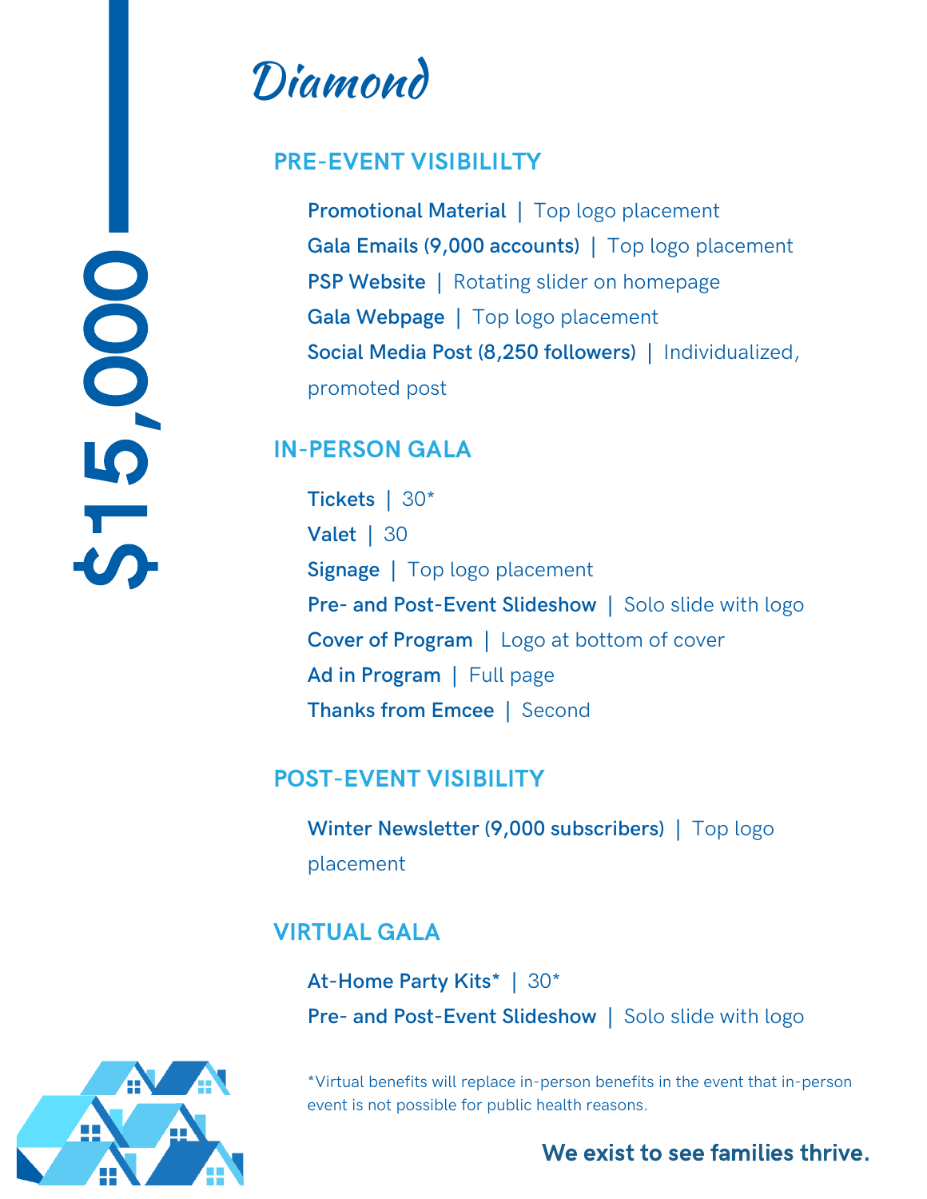# $15,000

## Diamond

### PRE-EVENT VISIBILILTY

**Promotional Material** | Top logo placement
**Gala Emails (9,000 accounts)** | Top logo placement
**PSP Website** | Rotating slider on homepage
**Gala Webpage** | Top logo placement
**Social Media Post (8,250 followers)** | Individualized, promoted post

### IN-PERSON GALA

**Tickets** | 30*
**Valet** | 30
**Signage** | Top logo placement
**Pre- and Post-Event Slideshow** | Solo slide with logo
**Cover of Program** | Logo at bottom of cover
**Ad in Program** | Full page
**Thanks from Emcee** | Second

### POST-EVENT VISIBILITY

**Winter Newsletter (9,000 subscribers)** | Top logo placement

### VIRTUAL GALA

**At-Home Party Kits*** | 30*
**Pre- and Post-Event Slideshow** | Solo slide with logo

*Virtual benefits will replace in-person benefits in the event that in-person event is not possible for public health reasons.

**We exist to see families thrive.**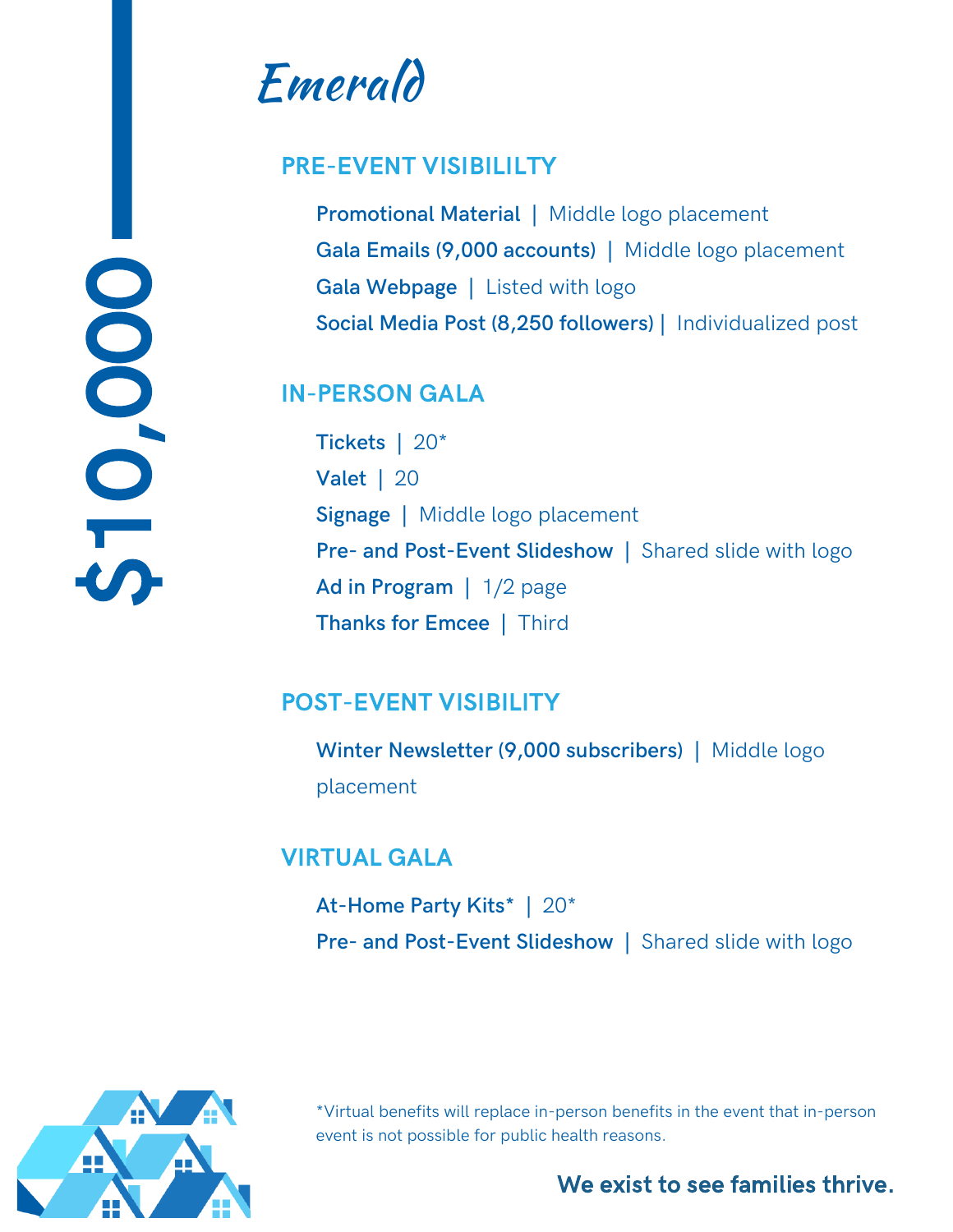# $10,000

## Emerald

### PRE-EVENT VISIBILILTY

**Promotional Material** | Middle logo placement
**Gala Emails (9,000 accounts)** | Middle logo placement
**Gala Webpage** | Listed with logo
**Social Media Post (8,250 followers)** | Individualized post

### IN-PERSON GALA

**Tickets** | 20*
**Valet** | 20
**Signage** | Middle logo placement
**Pre- and Post-Event Slideshow** | Shared slide with logo
**Ad in Program** | 1/2 page
**Thanks for Emcee** | Third

### POST-EVENT VISIBILITY

**Winter Newsletter (9,000 subscribers)** | Middle logo placement

### VIRTUAL GALA

**At-Home Party Kits*** | 20*
**Pre- and Post-Event Slideshow** | Shared slide with logo

*Virtual benefits will replace in-person benefits in the event that in-person event is not possible for public health reasons.

**We exist to see families thrive.**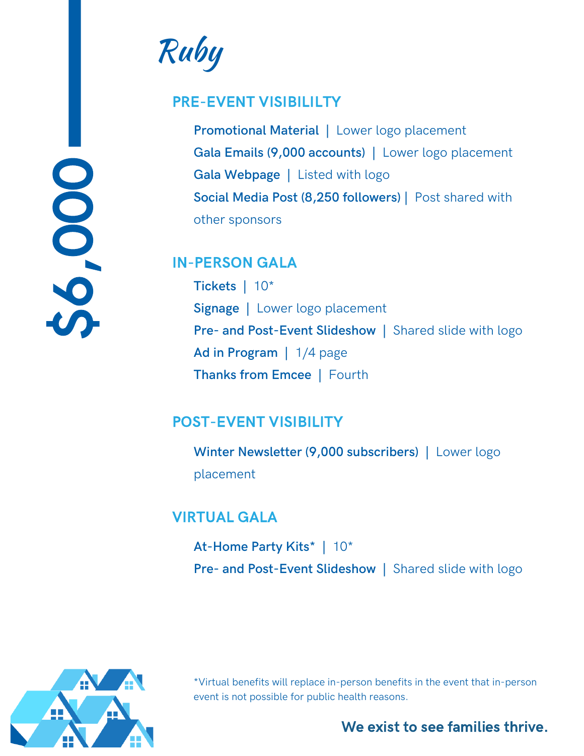# $6,000

## Ruby

### PRE-EVENT VISIBILILTY

**Promotional Material** | Lower logo placement

**Gala Emails (9,000 accounts)** | Lower logo placement

**Gala Webpage** | Listed with logo

**Social Media Post (8,250 followers)** | Post shared with other sponsors

### IN-PERSON GALA

**Tickets** | 10*

**Signage** | Lower logo placement

**Pre- and Post-Event Slideshow** | Shared slide with logo

**Ad in Program** | 1/4 page

**Thanks from Emcee** | Fourth

### POST-EVENT VISIBILITY

**Winter Newsletter (9,000 subscribers)** | Lower logo placement

### VIRTUAL GALA

**At-Home Party Kits*** | 10*

**Pre- and Post-Event Slideshow** | Shared slide with logo

*Virtual benefits will replace in-person benefits in the event that in-person event is not possible for public health reasons.

**We exist to see families thrive.**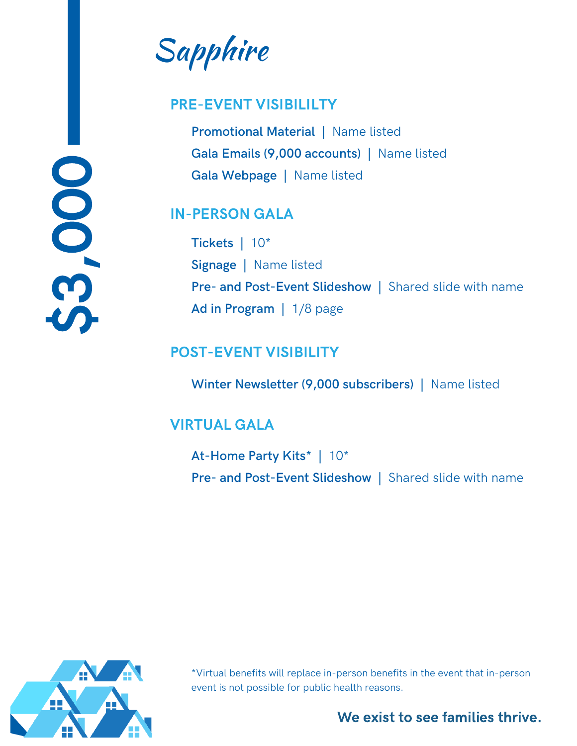# $3,000

## Sapphire

### PRE-EVENT VISIBILILTY

**Promotional Material** | Name listed

**Gala Emails (9,000 accounts)** | Name listed

**Gala Webpage** | Name listed

### IN-PERSON GALA

**Tickets** | 10*

**Signage** | Name listed

**Pre- and Post-Event Slideshow** | Shared slide with name

**Ad in Program** | 1/8 page

### POST-EVENT VISIBILITY

**Winter Newsletter (9,000 subscribers)** | Name listed

### VIRTUAL GALA

**At-Home Party Kits*** | 10*

**Pre- and Post-Event Slideshow** | Shared slide with name

*Virtual benefits will replace in-person benefits in the event that in-person event is not possible for public health reasons.

**We exist to see families thrive.**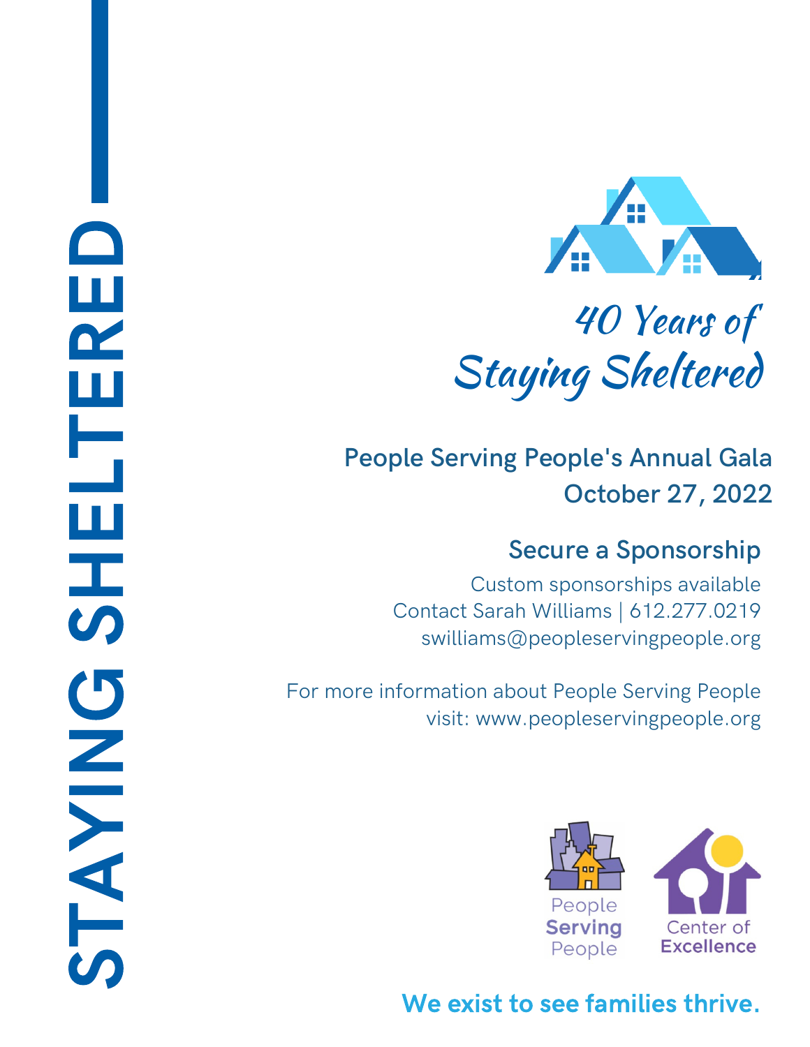# STAYING SHELTERED

## 40 Years of Staying Sheltered

### People Serving People's Annual Gala
### October 27, 2022

### Secure a Sponsorship

Custom sponsorships available
Contact Sarah Williams | 612.277.0219
swilliams@peopleservingpeople.org

For more information about People Serving People
visit: www.peopleservingpeople.org

People Serving People

Center of Excellence

**We exist to see families thrive.**